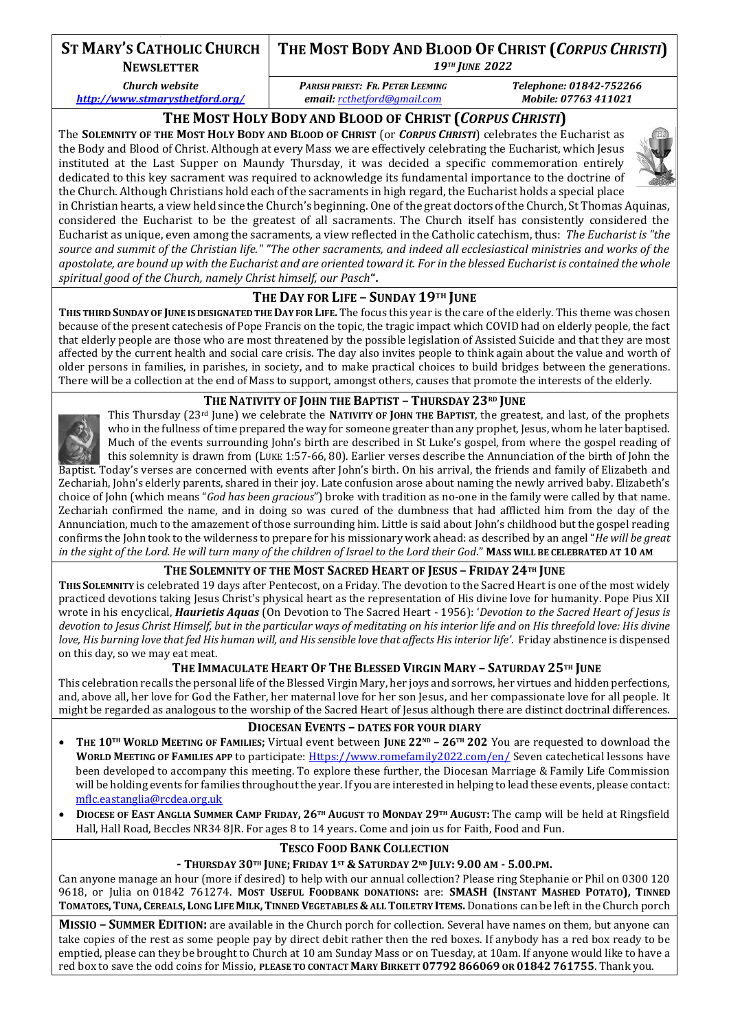# ST MARY'S CATHOLIC CHURCH NEWSLETTER

## THE MOST BODY AND BLOOD OF CHRIST (*CORPUS CHRISTI*)

*19TH JUNE 2022*

*Church website* *http://www.stmarysthetford.org/*

*PARISH PRIEST: FR. PETER LEEMING*
*email: rcthetford@gmail.com*

*Telephone: 01842-752266*
*Mobile: 07763 411021*

## THE MOST HOLY BODY AND BLOOD OF CHRIST (*CORPUS CHRISTI*)

The **SOLEMNITY OF THE MOST HOLY BODY AND BLOOD OF CHRIST** (or ***CORPUS CHRISTI***) celebrates the Eucharist as the Body and Blood of Christ. Although at every Mass we are effectively celebrating the Eucharist, which Jesus instituted at the Last Supper on Maundy Thursday, it was decided a specific commemoration entirely dedicated to this key sacrament was required to acknowledge its fundamental importance to the doctrine of the Church. Although Christians hold each of the sacraments in high regard, the Eucharist holds a special place in Christian hearts, a view held since the Church's beginning. One of the great doctors of the Church, St Thomas Aquinas, considered the Eucharist to be the greatest of all sacraments. The Church itself has consistently considered the Eucharist as unique, even among the sacraments, a view reflected in the Catholic catechism, thus: *The Eucharist is "the source and summit of the Christian life." "The other sacraments, and indeed all ecclesiastical ministries and works of the apostolate, are bound up with the Eucharist and are oriented toward it. For in the blessed Eucharist is contained the whole spiritual good of the Church, namely Christ himself, our Pasch*".

## THE DAY FOR LIFE – SUNDAY 19TH JUNE

**THIS THIRD SUNDAY OF JUNE IS DESIGNATED THE DAY FOR LIFE.** The focus this year is the care of the elderly. This theme was chosen because of the present catechesis of Pope Francis on the topic, the tragic impact which COVID had on elderly people, the fact that elderly people are those who are most threatened by the possible legislation of Assisted Suicide and that they are most affected by the current health and social care crisis. The day also invites people to think again about the value and worth of older persons in families, in parishes, in society, and to make practical choices to build bridges between the generations. There will be a collection at the end of Mass to support, amongst others, causes that promote the interests of the elderly.

## THE NATIVITY OF JOHN THE BAPTIST – THURSDAY 23RD JUNE

This Thursday (23rd June) we celebrate the **NATIVITY OF JOHN THE BAPTIST**, the greatest, and last, of the prophets who in the fullness of time prepared the way for someone greater than any prophet, Jesus, whom he later baptised. Much of the events surrounding John's birth are described in St Luke's gospel, from where the gospel reading of this solemnity is drawn from (LUKE 1:57-66, 80). Earlier verses describe the Annunciation of the birth of John the Baptist. Today's verses are concerned with events after John's birth. On his arrival, the friends and family of Elizabeth and Zechariah, John's elderly parents, shared in their joy. Late confusion arose about naming the newly arrived baby. Elizabeth's choice of John (which means "*God has been gracious*") broke with tradition as no-one in the family were called by that name. Zechariah confirmed the name, and in doing so was cured of the dumbness that had afflicted him from the day of the Annunciation, much to the amazement of those surrounding him. Little is said about John's childhood but the gospel reading confirms the John took to the wilderness to prepare for his missionary work ahead: as described by an angel "*He will be great in the sight of the Lord. He will turn many of the children of Israel to the Lord their God*." **MASS WILL BE CELEBRATED AT 10 AM**

## THE SOLEMNITY OF THE MOST SACRED HEART OF JESUS – FRIDAY 24TH JUNE

**THIS SOLEMNITY** is celebrated 19 days after Pentecost, on a Friday. The devotion to the Sacred Heart is one of the most widely practiced devotions taking Jesus Christ's physical heart as the representation of His divine love for humanity. Pope Pius XII wrote in his encyclical, ***Haurietis Aquas*** (On Devotion to The Sacred Heart - 1956): '*Devotion to the Sacred Heart of Jesus is devotion to Jesus Christ Himself, but in the particular ways of meditating on his interior life and on His threefold love: His divine love, His burning love that fed His human will, and His sensible love that affects His interior life'*. Friday abstinence is dispensed on this day, so we may eat meat.

## THE IMMACULATE HEART OF THE BLESSED VIRGIN MARY – SATURDAY 25TH JUNE

This celebration recalls the personal life of the Blessed Virgin Mary, her joys and sorrows, her virtues and hidden perfections, and, above all, her love for God the Father, her maternal love for her son Jesus, and her compassionate love for all people. It might be regarded as analogous to the worship of the Sacred Heart of Jesus although there are distinct doctrinal differences.

## DIOCESAN EVENTS – DATES FOR YOUR DIARY

- **THE 10TH WORLD MEETING OF FAMILIES;** Virtual event between **JUNE 22ND – 26TH 202** You are requested to download the **WORLD MEETING OF FAMILIES APP** to participate: Https://www.romefamily2022.com/en/ Seven catechetical lessons have been developed to accompany this meeting. To explore these further, the Diocesan Marriage & Family Life Commission will be holding events for families throughout the year. If you are interested in helping to lead these events, please contact: mflc.eastanglia@rcdea.org.uk
- **DIOCESE OF EAST ANGLIA SUMMER CAMP FRIDAY, 26TH AUGUST TO MONDAY 29TH AUGUST:** The camp will be held at Ringsfield Hall, Hall Road, Beccles NR34 8JR. For ages 8 to 14 years. Come and join us for Faith, Food and Fun.

## TESCO FOOD BANK COLLECTION

**- THURSDAY 30TH JUNE; FRIDAY 1ST & SATURDAY 2ND JULY: 9.00 AM - 5.00.PM.**

Can anyone manage an hour (more if desired) to help with our annual collection? Please ring Stephanie or Phil on 0300 120 9618, or Julia on 01842 761274. **MOST USEFUL FOODBANK DONATIONS:** are: **SMASH (INSTANT MASHED POTATO), TINNED TOMATOES, TUNA, CEREALS, LONG LIFE MILK, TINNED VEGETABLES & ALL TOILETRY ITEMS.** Donations can be left in the Church porch

**MISSIO – SUMMER EDITION:** are available in the Church porch for collection. Several have names on them, but anyone can take copies of the rest as some people pay by direct debit rather then the red boxes. If anybody has a red box ready to be emptied, please can they be brought to Church at 10 am Sunday Mass or on Tuesday, at 10am. If anyone would like to have a red box to save the odd coins for Missio, **PLEASE TO CONTACT MARY BIRKETT 07792 866069 OR 01842 761755**. Thank you.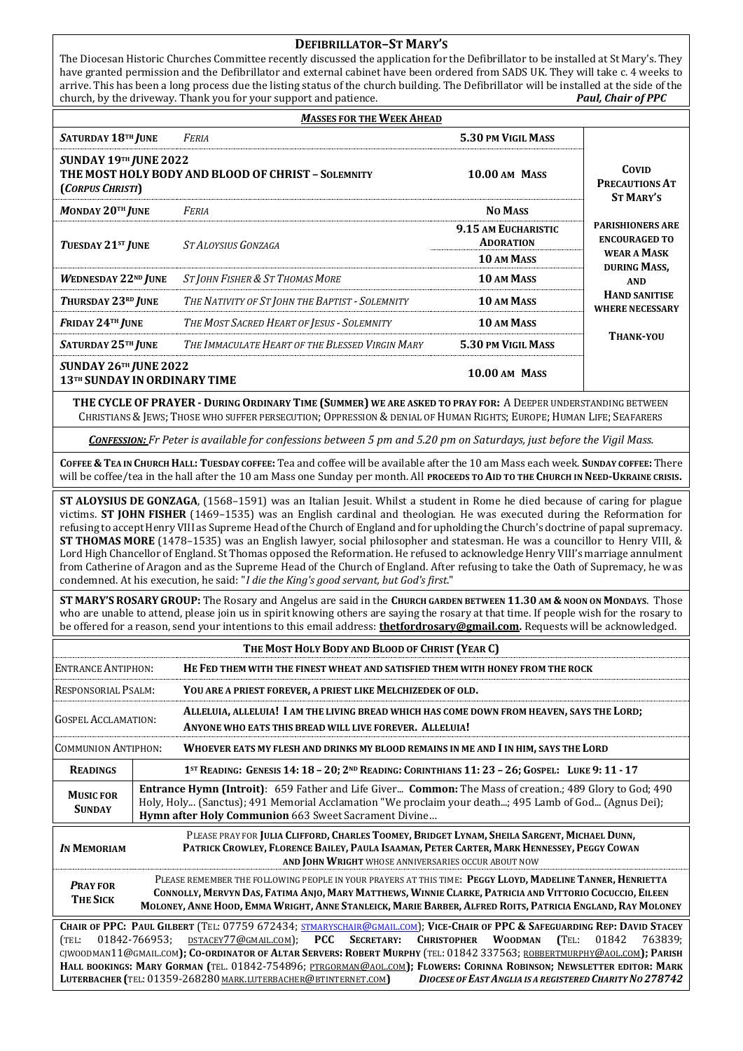## DEFIBRILLATOR–ST MARY'S

The Diocesan Historic Churches Committee recently discussed the application for the Defibrillator to be installed at St Mary's. They have granted permission and the Defibrillator and external cabinet have been ordered from SADS UK. They will take c. 4 weeks to arrive. This has been a long process due the listing status of the church building. The Defibrillator will be installed at the side of the church, by the driveway. Thank you for your support and patience. ***Paul, Chair of PPC***

## *MASSES FOR THE WEEK AHEAD*

| | | | |
|---|---|---|---|
| ***SATURDAY 18TH JUNE*** | *FERIA* | **5.30 PM VIGIL MASS** | |
| ***SUNDAY 19TH JUNE 2022*** **THE MOST HOLY BODY AND BLOOD OF CHRIST – SOLEMNITY (*CORPUS CHRISTI*)** | | **10.00 AM MASS** | **COVID PRECAUTIONS AT ST MARY'S** |
| ***MONDAY 20TH JUNE*** | *FERIA* | **NO MASS** | |
| ***TUESDAY 21ST JUNE*** | *ST ALOYSIUS GONZAGA* | **9.15 AM EUCHARISTIC ADORATION** / **10 AM MASS** | **PARISHIONERS ARE ENCOURAGED TO WEAR A MASK DURING MASS, AND HAND SANITISE WHERE NECESSARY** |
| ***WEDNESDAY 22ND JUNE*** | *ST JOHN FISHER & ST THOMAS MORE* | **10 AM MASS** | |
| ***THURSDAY 23RD JUNE*** | *THE NATIVITY OF ST JOHN THE BAPTIST - SOLEMNITY* | **10 AM MASS** | |
| ***FRIDAY 24TH JUNE*** | *THE MOST SACRED HEART OF JESUS - SOLEMNITY* | **10 AM MASS** | |
| ***SATURDAY 25TH JUNE*** | *THE IMMACULATE HEART OF THE BLESSED VIRGIN MARY* | **5.30 PM VIGIL MASS** | **THANK-YOU** |
| ***SUNDAY 26TH JUNE 2022*** **13TH SUNDAY IN ORDINARY TIME** | | **10.00 AM MASS** | |

**THE CYCLE OF PRAYER - DURING ORDINARY TIME (SUMMER) WE ARE ASKED TO PRAY FOR:** A DEEPER UNDERSTANDING BETWEEN CHRISTIANS & JEWS; THOSE WHO SUFFER PERSECUTION; OPPRESSION & DENIAL OF HUMAN RIGHTS; EUROPE; HUMAN LIFE; SEAFARERS

***CONFESSION:*** *Fr Peter is available for confessions between 5 pm and 5.20 pm on Saturdays, just before the Vigil Mass.*

**COFFEE & TEA IN CHURCH HALL: TUESDAY COFFEE:** Tea and coffee will be available after the 10 am Mass each week. **SUNDAY COFFEE:** There will be coffee/tea in the hall after the 10 am Mass one Sunday per month. All **PROCEEDS TO AID TO THE CHURCH IN NEED-UKRAINE CRISIS.**

**ST ALOYSIUS DE GONZAGA**, (1568–1591) was an Italian Jesuit. Whilst a student in Rome he died because of caring for plague victims. **ST JOHN FISHER** (1469–1535) was an English cardinal and theologian. He was executed during the Reformation for refusing to accept Henry VIII as Supreme Head of the Church of England and for upholding the Church's doctrine of papal supremacy. **ST THOMAS MORE** (1478–1535) was an English lawyer, social philosopher and statesman. He was a councillor to Henry VIII, & Lord High Chancellor of England. St Thomas opposed the Reformation. He refused to acknowledge Henry VIII's marriage annulment from Catherine of Aragon and as the Supreme Head of the Church of England. After refusing to take the Oath of Supremacy, he was condemned. At his execution, he said: "*I die the King's good servant, but God's first*."

**ST MARY'S ROSARY GROUP:** The Rosary and Angelus are said in the **CHURCH GARDEN BETWEEN 11.30 AM & NOON ON MONDAYS**. Those who are unable to attend, please join us in spirit knowing others are saying the rosary at that time. If people wish for the rosary to be offered for a reason, send your intentions to this email address: **thetfordrosary@gmail.com.** Requests will be acknowledged.

## THE MOST HOLY BODY AND BLOOD OF CHRIST (YEAR C)

| | |
|---|---|
| ENTRANCE ANTIPHON: | **HE FED THEM WITH THE FINEST WHEAT AND SATISFIED THEM WITH HONEY FROM THE ROCK** |
| RESPONSORIAL PSALM: | **YOU ARE A PRIEST FOREVER, A PRIEST LIKE MELCHIZEDEK OF OLD.** |
| GOSPEL ACCLAMATION: | **ALLELUIA, ALLELUIA! I AM THE LIVING BREAD WHICH HAS COME DOWN FROM HEAVEN, SAYS THE LORD; ANYONE WHO EATS THIS BREAD WILL LIVE FOREVER. ALLELUIA!** |
| COMMUNION ANTIPHON: | **WHOEVER EATS MY FLESH AND DRINKS MY BLOOD REMAINS IN ME AND I IN HIM, SAYS THE LORD** |
| **READINGS** | **1ST READING: GENESIS 14: 18 – 20; 2ND READING: CORINTHIANS 11: 23 – 26; GOSPEL: LUKE 9: 11 - 17** |
| **MUSIC FOR SUNDAY** | **Entrance Hymn (Introit)**: 659 Father and Life Giver... **Common:** The Mass of creation.; 489 Glory to God; 490 Holy, Holy... (Sanctus); 491 Memorial Acclamation "We proclaim your death...; 495 Lamb of God... (Agnus Dei); **Hymn after Holy Communion** 663 Sweet Sacrament Divine... |

| | |
|---|---|
| ***IN MEMORIAM*** | PLEASE PRAY FOR **JULIA CLIFFORD, CHARLES TOOMEY, BRIDGET LYNAM, SHEILA SARGENT, MICHAEL DUNN, PATRICK CROWLEY, FLORENCE BAILEY, PAULA ISAAMAN, PETER CARTER, MARK HENNESSEY, PEGGY COWAN AND JOHN WRIGHT** WHOSE ANNIVERSARIES OCCUR ABOUT NOW |
| ***PRAY FOR THE SICK*** | PLEASE REMEMBER THE FOLLOWING PEOPLE IN YOUR PRAYERS AT THIS TIME: **PEGGY LLOYD, MADELINE TANNER, HENRIETTA CONNOLLY, MERVYN DAS, FATIMA ANJO, MARY MATTHEWS, WINNIE CLARKE, PATRICIA AND VITTORIO COCUCCIO, EILEEN MOLONEY, ANNE HOOD, EMMA WRIGHT, ANNE STANLEICK, MARIE BARBER, ALFRED ROITS, PATRICIA ENGLAND, RAY MOLONEY** |

**CHAIR OF PPC: PAUL GILBERT** (TEL: 07759 672434; STMARYSCHAIR@GMAIL.COM); **VICE-CHAIR OF PPC & SAFEGUARDING REP: DAVID STACEY** (TEL: 01842-766953; DSTACEY77@GMAIL.COM); **PCC SECRETARY: CHRISTOPHER WOODMAN (**TEL: 01842 763839; CJWOODMAN11@GMAIL.COM**); CO-ORDINATOR OF ALTAR SERVERS: ROBERT MURPHY** (TEL: 01842 337563; ROBBERTMURPHY@AOL.COM**); PARISH HALL BOOKINGS: MARY GORMAN (**TEL. 01842-754896; PTRGORMAN@AOL.COM**); FLOWERS: CORINNA ROBINSON; NEWSLETTER EDITOR: MARK LUTERBACHER (**TEL: 01359-268280 MARK.LUTERBACHER@BTINTERNET.COM**)** ***DIOCESE OF EAST ANGLIA IS A REGISTERED CHARITY NO 278742***